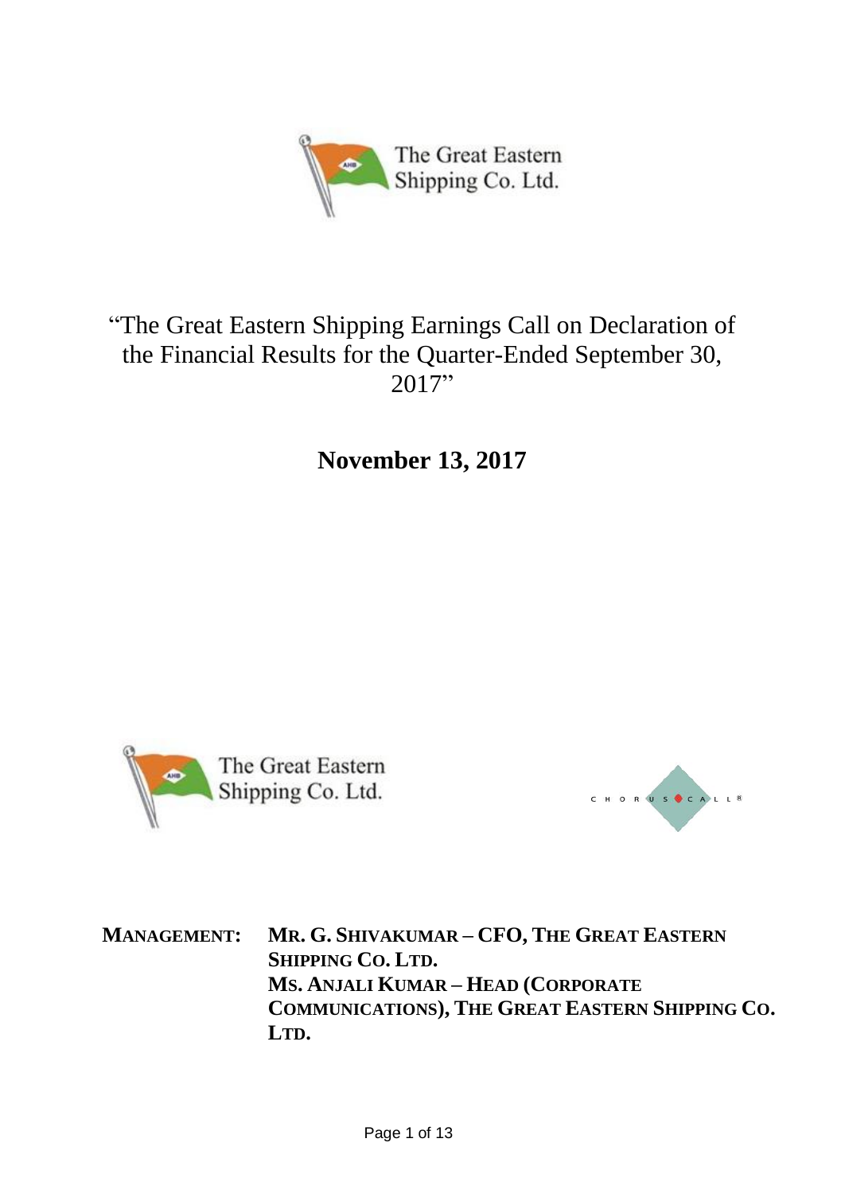The Great Eastern Shipping Co. Ltd.

# "The Great Eastern Shipping Earnings Call on Declaration of the Financial Results for the Quarter-Ended September 30, 2017"

## November 13, 2017

The Great Eastern Shipping Co. Ltd.

CHORUS CALL®

**MANAGEMENT:** **MR. G. SHIVAKUMAR – CFO, THE GREAT EASTERN SHIPPING CO. LTD.**
**MS. ANJALI KUMAR – HEAD (CORPORATE COMMUNICATIONS), THE GREAT EASTERN SHIPPING CO. LTD.**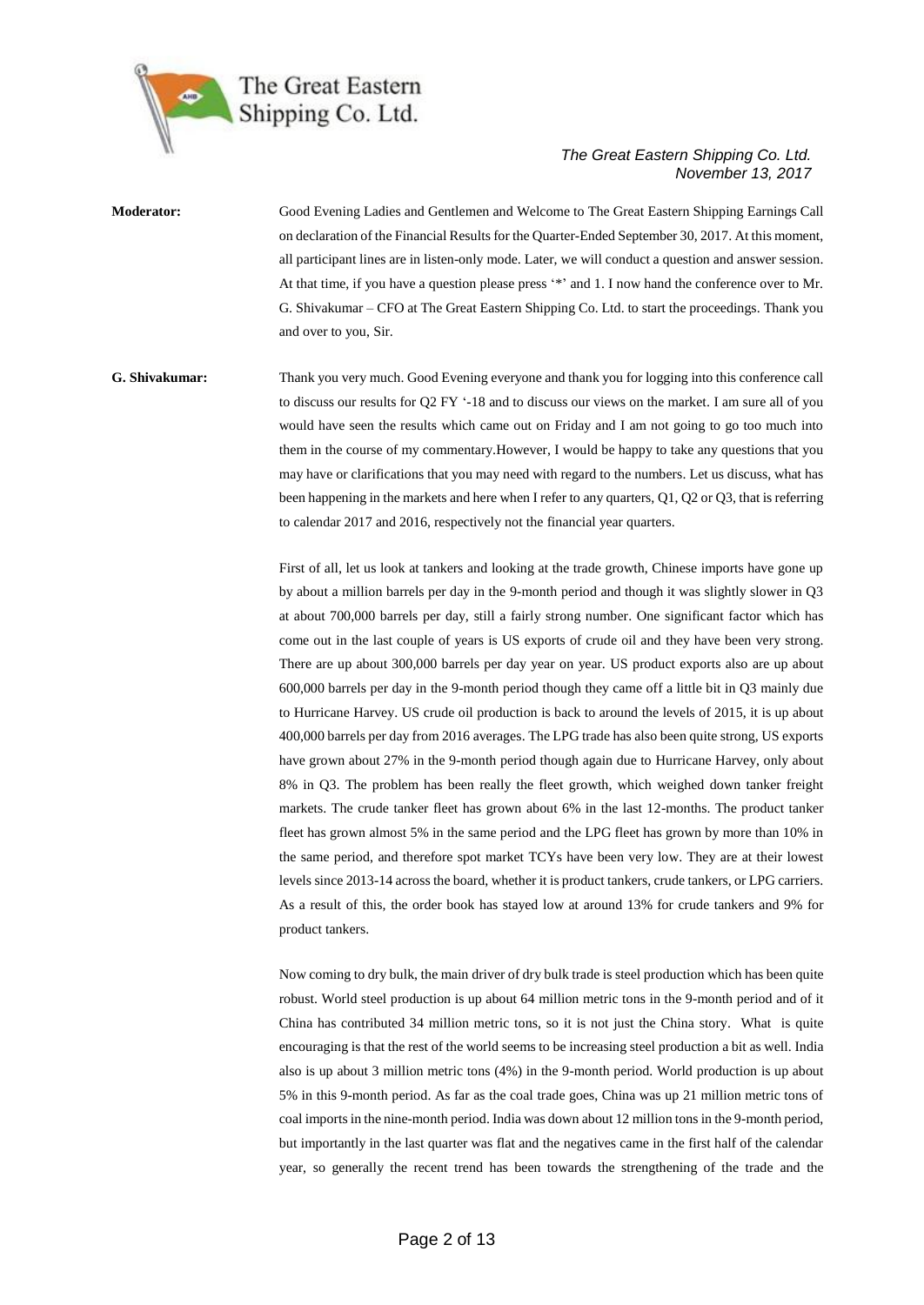**Moderator:** Good Evening Ladies and Gentlemen and Welcome to The Great Eastern Shipping Earnings Call on declaration of the Financial Results for the Quarter-Ended September 30, 2017. At this moment, all participant lines are in listen-only mode. Later, we will conduct a question and answer session. At that time, if you have a question please press '*' and 1. I now hand the conference over to Mr. G. Shivakumar – CFO at The Great Eastern Shipping Co. Ltd. to start the proceedings. Thank you and over to you, Sir.

**G. Shivakumar:** Thank you very much. Good Evening everyone and thank you for logging into this conference call to discuss our results for Q2 FY '-18 and to discuss our views on the market. I am sure all of you would have seen the results which came out on Friday and I am not going to go too much into them in the course of my commentary.However, I would be happy to take any questions that you may have or clarifications that you may need with regard to the numbers. Let us discuss, what has been happening in the markets and here when I refer to any quarters, Q1, Q2 or Q3, that is referring to calendar 2017 and 2016, respectively not the financial year quarters.

First of all, let us look at tankers and looking at the trade growth, Chinese imports have gone up by about a million barrels per day in the 9-month period and though it was slightly slower in Q3 at about 700,000 barrels per day, still a fairly strong number. One significant factor which has come out in the last couple of years is US exports of crude oil and they have been very strong. There are up about 300,000 barrels per day year on year. US product exports also are up about 600,000 barrels per day in the 9-month period though they came off a little bit in Q3 mainly due to Hurricane Harvey. US crude oil production is back to around the levels of 2015, it is up about 400,000 barrels per day from 2016 averages. The LPG trade has also been quite strong, US exports have grown about 27% in the 9-month period though again due to Hurricane Harvey, only about 8% in Q3. The problem has been really the fleet growth, which weighed down tanker freight markets. The crude tanker fleet has grown about 6% in the last 12-months. The product tanker fleet has grown almost 5% in the same period and the LPG fleet has grown by more than 10% in the same period, and therefore spot market TCYs have been very low. They are at their lowest levels since 2013-14 across the board, whether it is product tankers, crude tankers, or LPG carriers. As a result of this, the order book has stayed low at around 13% for crude tankers and 9% for product tankers.

Now coming to dry bulk, the main driver of dry bulk trade is steel production which has been quite robust. World steel production is up about 64 million metric tons in the 9-month period and of it China has contributed 34 million metric tons, so it is not just the China story. What is quite encouraging is that the rest of the world seems to be increasing steel production a bit as well. India also is up about 3 million metric tons (4%) in the 9-month period. World production is up about 5% in this 9-month period. As far as the coal trade goes, China was up 21 million metric tons of coal imports in the nine-month period. India was down about 12 million tons in the 9-month period, but importantly in the last quarter was flat and the negatives came in the first half of the calendar year, so generally the recent trend has been towards the strengthening of the trade and the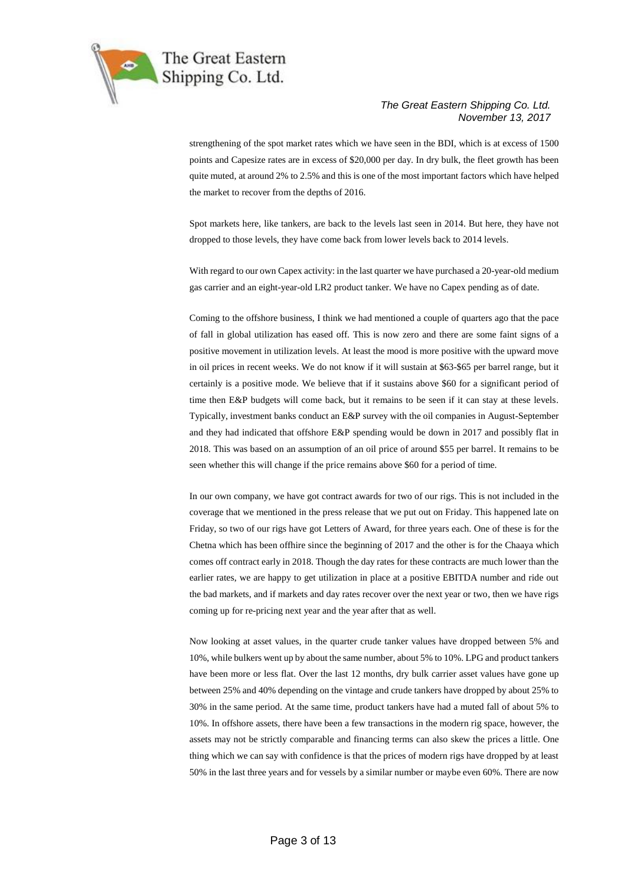strengthening of the spot market rates which we have seen in the BDI, which is at excess of 1500 points and Capesize rates are in excess of $20,000 per day. In dry bulk, the fleet growth has been quite muted, at around 2% to 2.5% and this is one of the most important factors which have helped the market to recover from the depths of 2016.

Spot markets here, like tankers, are back to the levels last seen in 2014. But here, they have not dropped to those levels, they have come back from lower levels back to 2014 levels.

With regard to our own Capex activity: in the last quarter we have purchased a 20-year-old medium gas carrier and an eight-year-old LR2 product tanker. We have no Capex pending as of date.

Coming to the offshore business, I think we had mentioned a couple of quarters ago that the pace of fall in global utilization has eased off. This is now zero and there are some faint signs of a positive movement in utilization levels. At least the mood is more positive with the upward move in oil prices in recent weeks. We do not know if it will sustain at $63-$65 per barrel range, but it certainly is a positive mode. We believe that if it sustains above $60 for a significant period of time then E&P budgets will come back, but it remains to be seen if it can stay at these levels. Typically, investment banks conduct an E&P survey with the oil companies in August-September and they had indicated that offshore E&P spending would be down in 2017 and possibly flat in 2018. This was based on an assumption of an oil price of around $55 per barrel. It remains to be seen whether this will change if the price remains above $60 for a period of time.

In our own company, we have got contract awards for two of our rigs. This is not included in the coverage that we mentioned in the press release that we put out on Friday. This happened late on Friday, so two of our rigs have got Letters of Award, for three years each. One of these is for the Chetna which has been offhire since the beginning of 2017 and the other is for the Chaaya which comes off contract early in 2018. Though the day rates for these contracts are much lower than the earlier rates, we are happy to get utilization in place at a positive EBITDA number and ride out the bad markets, and if markets and day rates recover over the next year or two, then we have rigs coming up for re-pricing next year and the year after that as well.

Now looking at asset values, in the quarter crude tanker values have dropped between 5% and 10%, while bulkers went up by about the same number, about 5% to 10%. LPG and product tankers have been more or less flat. Over the last 12 months, dry bulk carrier asset values have gone up between 25% and 40% depending on the vintage and crude tankers have dropped by about 25% to 30% in the same period. At the same time, product tankers have had a muted fall of about 5% to 10%. In offshore assets, there have been a few transactions in the modern rig space, however, the assets may not be strictly comparable and financing terms can also skew the prices a little. One thing which we can say with confidence is that the prices of modern rigs have dropped by at least 50% in the last three years and for vessels by a similar number or maybe even 60%. There are now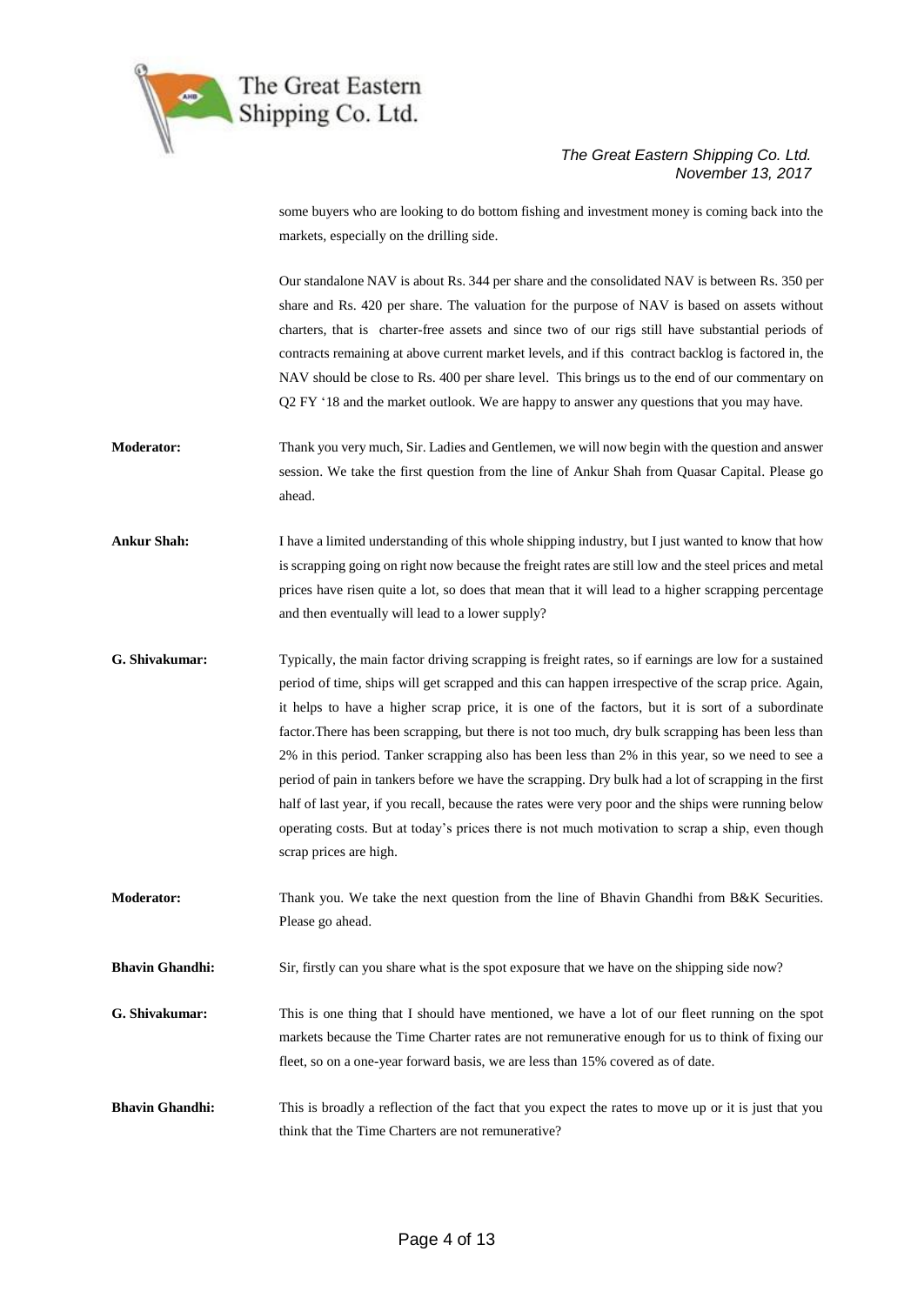some buyers who are looking to do bottom fishing and investment money is coming back into the markets, especially on the drilling side.

Our standalone NAV is about Rs. 344 per share and the consolidated NAV is between Rs. 350 per share and Rs. 420 per share. The valuation for the purpose of NAV is based on assets without charters, that is charter-free assets and since two of our rigs still have substantial periods of contracts remaining at above current market levels, and if this contract backlog is factored in, the NAV should be close to Rs. 400 per share level. This brings us to the end of our commentary on Q2 FY '18 and the market outlook. We are happy to answer any questions that you may have.

**Moderator:** Thank you very much, Sir. Ladies and Gentlemen, we will now begin with the question and answer session. We take the first question from the line of Ankur Shah from Quasar Capital. Please go ahead.

**Ankur Shah:** I have a limited understanding of this whole shipping industry, but I just wanted to know that how is scrapping going on right now because the freight rates are still low and the steel prices and metal prices have risen quite a lot, so does that mean that it will lead to a higher scrapping percentage and then eventually will lead to a lower supply?

**G. Shivakumar:** Typically, the main factor driving scrapping is freight rates, so if earnings are low for a sustained period of time, ships will get scrapped and this can happen irrespective of the scrap price. Again, it helps to have a higher scrap price, it is one of the factors, but it is sort of a subordinate factor.There has been scrapping, but there is not too much, dry bulk scrapping has been less than 2% in this period. Tanker scrapping also has been less than 2% in this year, so we need to see a period of pain in tankers before we have the scrapping. Dry bulk had a lot of scrapping in the first half of last year, if you recall, because the rates were very poor and the ships were running below operating costs. But at today's prices there is not much motivation to scrap a ship, even though scrap prices are high.

**Moderator:** Thank you. We take the next question from the line of Bhavin Ghandhi from B&K Securities. Please go ahead.

**Bhavin Ghandhi:** Sir, firstly can you share what is the spot exposure that we have on the shipping side now?

**G. Shivakumar:** This is one thing that I should have mentioned, we have a lot of our fleet running on the spot markets because the Time Charter rates are not remunerative enough for us to think of fixing our fleet, so on a one-year forward basis, we are less than 15% covered as of date.

**Bhavin Ghandhi:** This is broadly a reflection of the fact that you expect the rates to move up or it is just that you think that the Time Charters are not remunerative?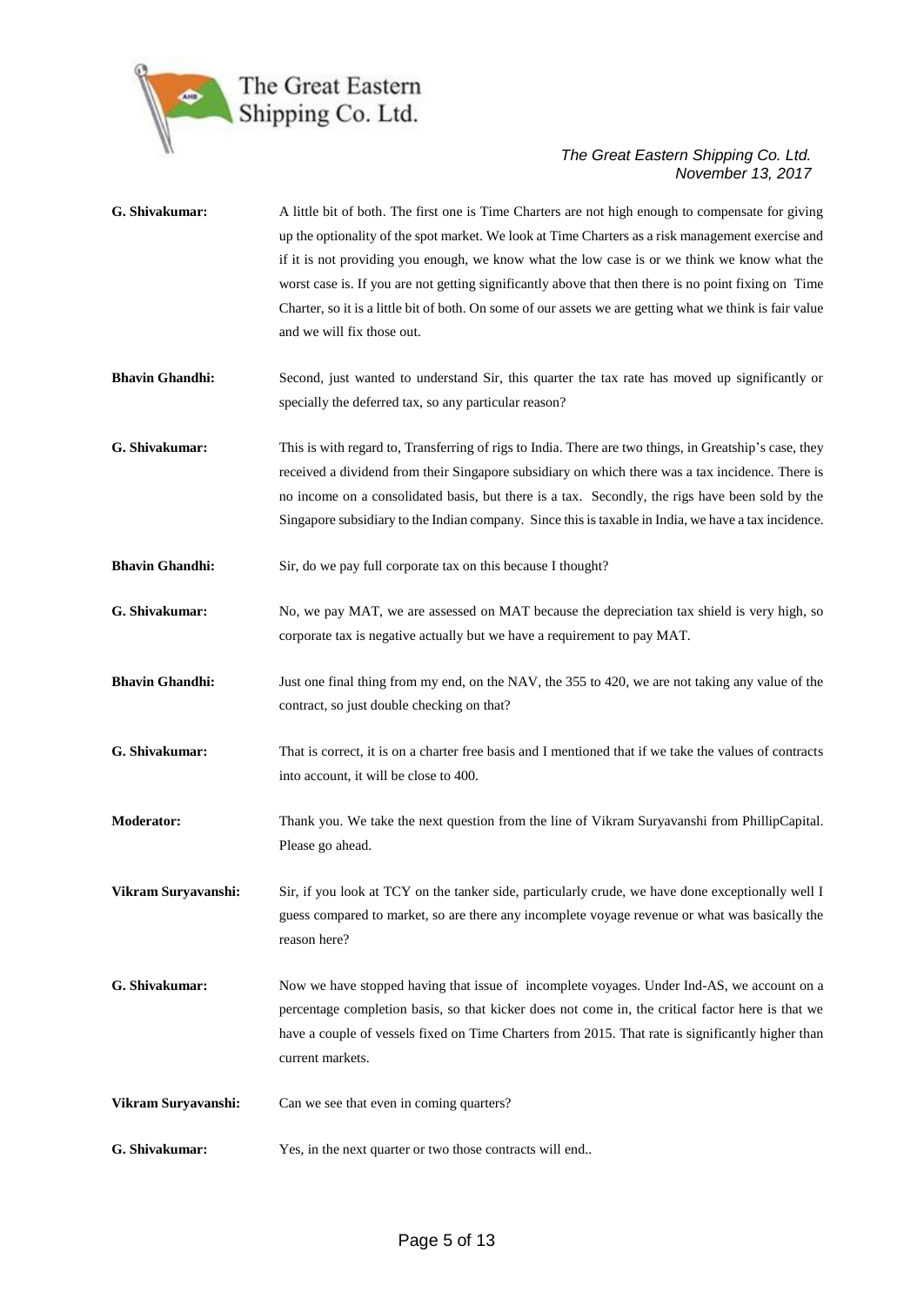**G. Shivakumar:** A little bit of both. The first one is Time Charters are not high enough to compensate for giving up the optionality of the spot market. We look at Time Charters as a risk management exercise and if it is not providing you enough, we know what the low case is or we think we know what the worst case is. If you are not getting significantly above that then there is no point fixing on Time Charter, so it is a little bit of both. On some of our assets we are getting what we think is fair value and we will fix those out.

**Bhavin Ghandhi:** Second, just wanted to understand Sir, this quarter the tax rate has moved up significantly or specially the deferred tax, so any particular reason?

**G. Shivakumar:** This is with regard to, Transferring of rigs to India. There are two things, in Greatship's case, they received a dividend from their Singapore subsidiary on which there was a tax incidence. There is no income on a consolidated basis, but there is a tax. Secondly, the rigs have been sold by the Singapore subsidiary to the Indian company. Since this is taxable in India, we have a tax incidence.

**Bhavin Ghandhi:** Sir, do we pay full corporate tax on this because I thought?

**G. Shivakumar:** No, we pay MAT, we are assessed on MAT because the depreciation tax shield is very high, so corporate tax is negative actually but we have a requirement to pay MAT.

**Bhavin Ghandhi:** Just one final thing from my end, on the NAV, the 355 to 420, we are not taking any value of the contract, so just double checking on that?

**G. Shivakumar:** That is correct, it is on a charter free basis and I mentioned that if we take the values of contracts into account, it will be close to 400.

**Moderator:** Thank you. We take the next question from the line of Vikram Suryavanshi from PhillipCapital. Please go ahead.

**Vikram Suryavanshi:** Sir, if you look at TCY on the tanker side, particularly crude, we have done exceptionally well I guess compared to market, so are there any incomplete voyage revenue or what was basically the reason here?

**G. Shivakumar:** Now we have stopped having that issue of incomplete voyages. Under Ind-AS, we account on a percentage completion basis, so that kicker does not come in, the critical factor here is that we have a couple of vessels fixed on Time Charters from 2015. That rate is significantly higher than current markets.

**Vikram Suryavanshi:** Can we see that even in coming quarters?

**G. Shivakumar:** Yes, in the next quarter or two those contracts will end..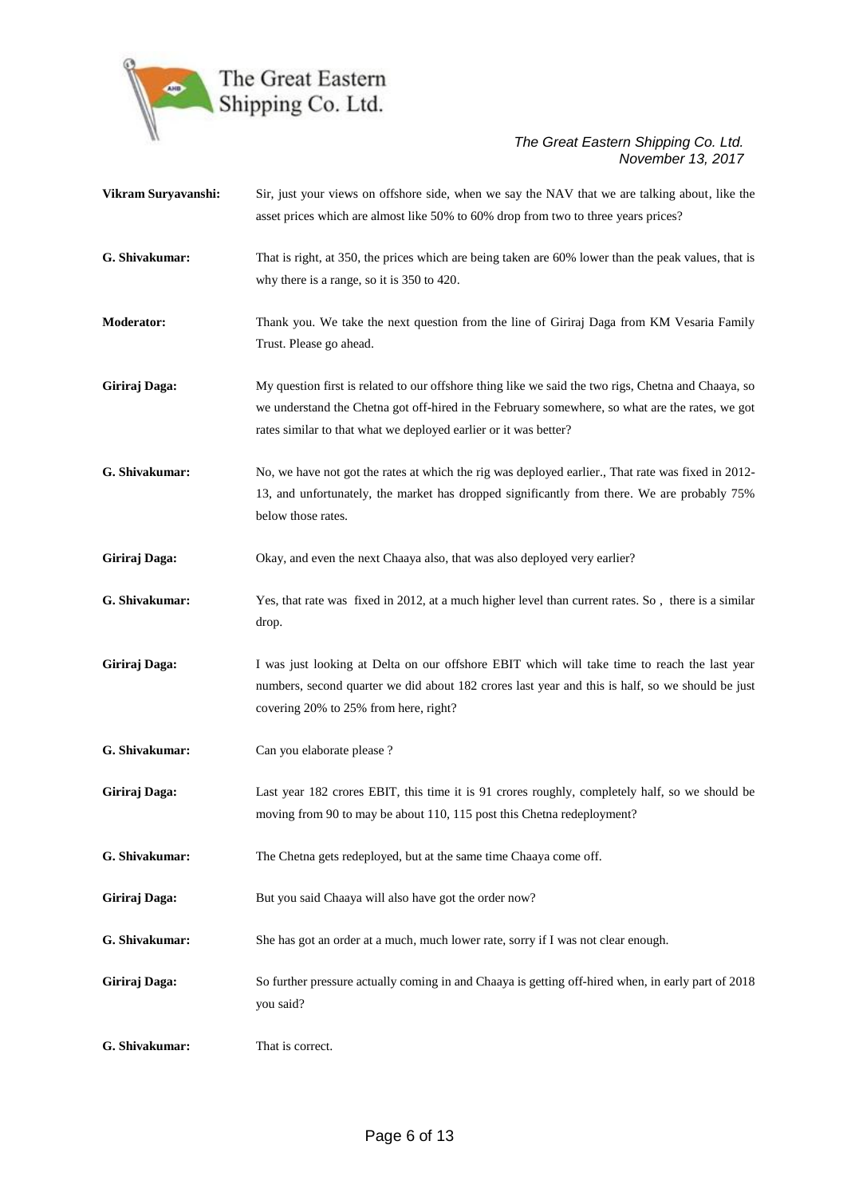**Vikram Suryavanshi:** Sir, just your views on offshore side, when we say the NAV that we are talking about, like the asset prices which are almost like 50% to 60% drop from two to three years prices?

**G. Shivakumar:** That is right, at 350, the prices which are being taken are 60% lower than the peak values, that is why there is a range, so it is 350 to 420.

**Moderator:** Thank you. We take the next question from the line of Giriraj Daga from KM Vesaria Family Trust. Please go ahead.

**Giriraj Daga:** My question first is related to our offshore thing like we said the two rigs, Chetna and Chaaya, so we understand the Chetna got off-hired in the February somewhere, so what are the rates, we got rates similar to that what we deployed earlier or it was better?

**G. Shivakumar:** No, we have not got the rates at which the rig was deployed earlier., That rate was fixed in 2012-13, and unfortunately, the market has dropped significantly from there. We are probably 75% below those rates.

**Giriraj Daga:** Okay, and even the next Chaaya also, that was also deployed very earlier?

**G. Shivakumar:** Yes, that rate was fixed in 2012, at a much higher level than current rates. So , there is a similar drop.

**Giriraj Daga:** I was just looking at Delta on our offshore EBIT which will take time to reach the last year numbers, second quarter we did about 182 crores last year and this is half, so we should be just covering 20% to 25% from here, right?

**G. Shivakumar:** Can you elaborate please ?

**Giriraj Daga:** Last year 182 crores EBIT, this time it is 91 crores roughly, completely half, so we should be moving from 90 to may be about 110, 115 post this Chetna redeployment?

**G. Shivakumar:** The Chetna gets redeployed, but at the same time Chaaya come off.

**Giriraj Daga:** But you said Chaaya will also have got the order now?

**G. Shivakumar:** She has got an order at a much, much lower rate, sorry if I was not clear enough.

**Giriraj Daga:** So further pressure actually coming in and Chaaya is getting off-hired when, in early part of 2018 you said?

**G. Shivakumar:** That is correct.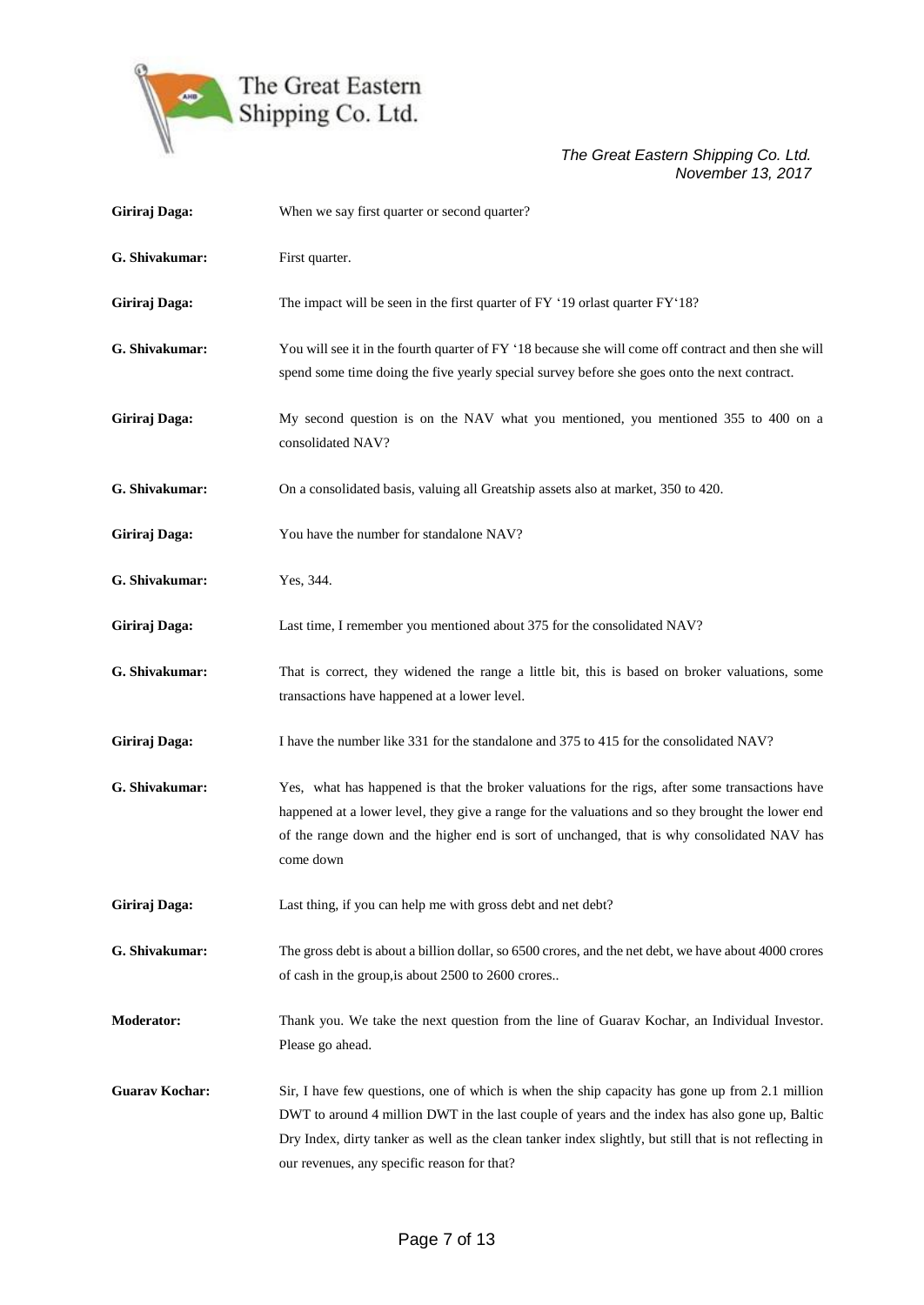**Giriraj Daga:** When we say first quarter or second quarter?

**G. Shivakumar:** First quarter.

**Giriraj Daga:** The impact will be seen in the first quarter of FY '19 orlast quarter FY'18?

**G. Shivakumar:** You will see it in the fourth quarter of FY '18 because she will come off contract and then she will spend some time doing the five yearly special survey before she goes onto the next contract.

**Giriraj Daga:** My second question is on the NAV what you mentioned, you mentioned 355 to 400 on a consolidated NAV?

**G. Shivakumar:** On a consolidated basis, valuing all Greatship assets also at market, 350 to 420.

**Giriraj Daga:** You have the number for standalone NAV?

**G. Shivakumar:** Yes, 344.

**Giriraj Daga:** Last time, I remember you mentioned about 375 for the consolidated NAV?

**G. Shivakumar:** That is correct, they widened the range a little bit, this is based on broker valuations, some transactions have happened at a lower level.

**Giriraj Daga:** I have the number like 331 for the standalone and 375 to 415 for the consolidated NAV?

**G. Shivakumar:** Yes, what has happened is that the broker valuations for the rigs, after some transactions have happened at a lower level, they give a range for the valuations and so they brought the lower end of the range down and the higher end is sort of unchanged, that is why consolidated NAV has come down

**Giriraj Daga:** Last thing, if you can help me with gross debt and net debt?

**G. Shivakumar:** The gross debt is about a billion dollar, so 6500 crores, and the net debt, we have about 4000 crores of cash in the group,is about 2500 to 2600 crores..

**Moderator:** Thank you. We take the next question from the line of Guarav Kochar, an Individual Investor. Please go ahead.

**Guarav Kochar:** Sir, I have few questions, one of which is when the ship capacity has gone up from 2.1 million DWT to around 4 million DWT in the last couple of years and the index has also gone up, Baltic Dry Index, dirty tanker as well as the clean tanker index slightly, but still that is not reflecting in our revenues, any specific reason for that?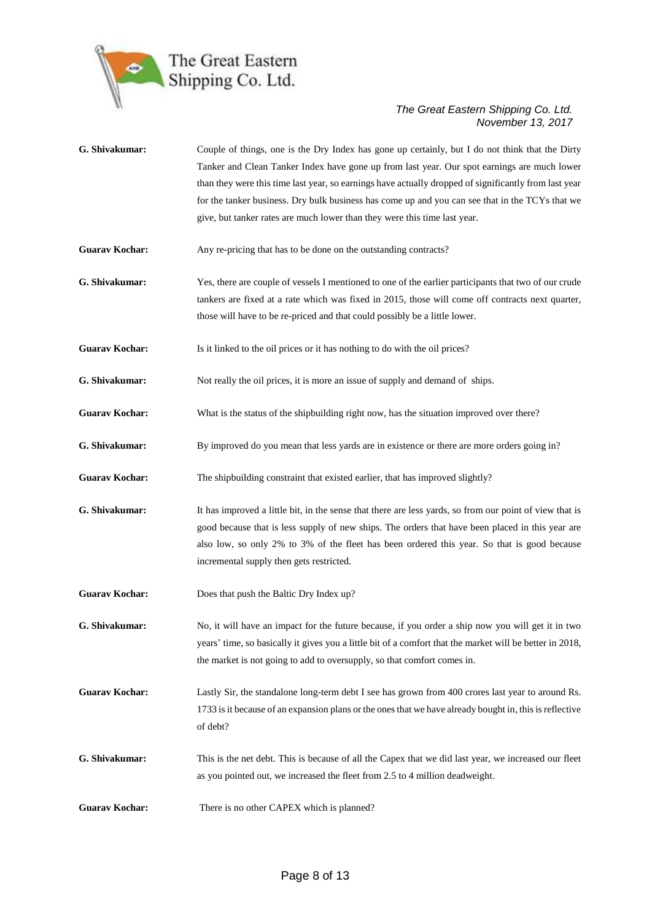**G. Shivakumar:** Couple of things, one is the Dry Index has gone up certainly, but I do not think that the Dirty Tanker and Clean Tanker Index have gone up from last year. Our spot earnings are much lower than they were this time last year, so earnings have actually dropped of significantly from last year for the tanker business. Dry bulk business has come up and you can see that in the TCYs that we give, but tanker rates are much lower than they were this time last year.

**Guarav Kochar:** Any re-pricing that has to be done on the outstanding contracts?

**G. Shivakumar:** Yes, there are couple of vessels I mentioned to one of the earlier participants that two of our crude tankers are fixed at a rate which was fixed in 2015, those will come off contracts next quarter, those will have to be re-priced and that could possibly be a little lower.

**Guarav Kochar:** Is it linked to the oil prices or it has nothing to do with the oil prices?

**G. Shivakumar:** Not really the oil prices, it is more an issue of supply and demand of ships.

**Guarav Kochar:** What is the status of the shipbuilding right now, has the situation improved over there?

**G. Shivakumar:** By improved do you mean that less yards are in existence or there are more orders going in?

**Guarav Kochar:** The shipbuilding constraint that existed earlier, that has improved slightly?

**G. Shivakumar:** It has improved a little bit, in the sense that there are less yards, so from our point of view that is good because that is less supply of new ships. The orders that have been placed in this year are also low, so only 2% to 3% of the fleet has been ordered this year. So that is good because incremental supply then gets restricted.

**Guarav Kochar:** Does that push the Baltic Dry Index up?

**G. Shivakumar:** No, it will have an impact for the future because, if you order a ship now you will get it in two years' time, so basically it gives you a little bit of a comfort that the market will be better in 2018, the market is not going to add to oversupply, so that comfort comes in.

**Guarav Kochar:** Lastly Sir, the standalone long-term debt I see has grown from 400 crores last year to around Rs. 1733 is it because of an expansion plans or the ones that we have already bought in, this is reflective of debt?

**G. Shivakumar:** This is the net debt. This is because of all the Capex that we did last year, we increased our fleet as you pointed out, we increased the fleet from 2.5 to 4 million deadweight.

**Guarav Kochar:** There is no other CAPEX which is planned?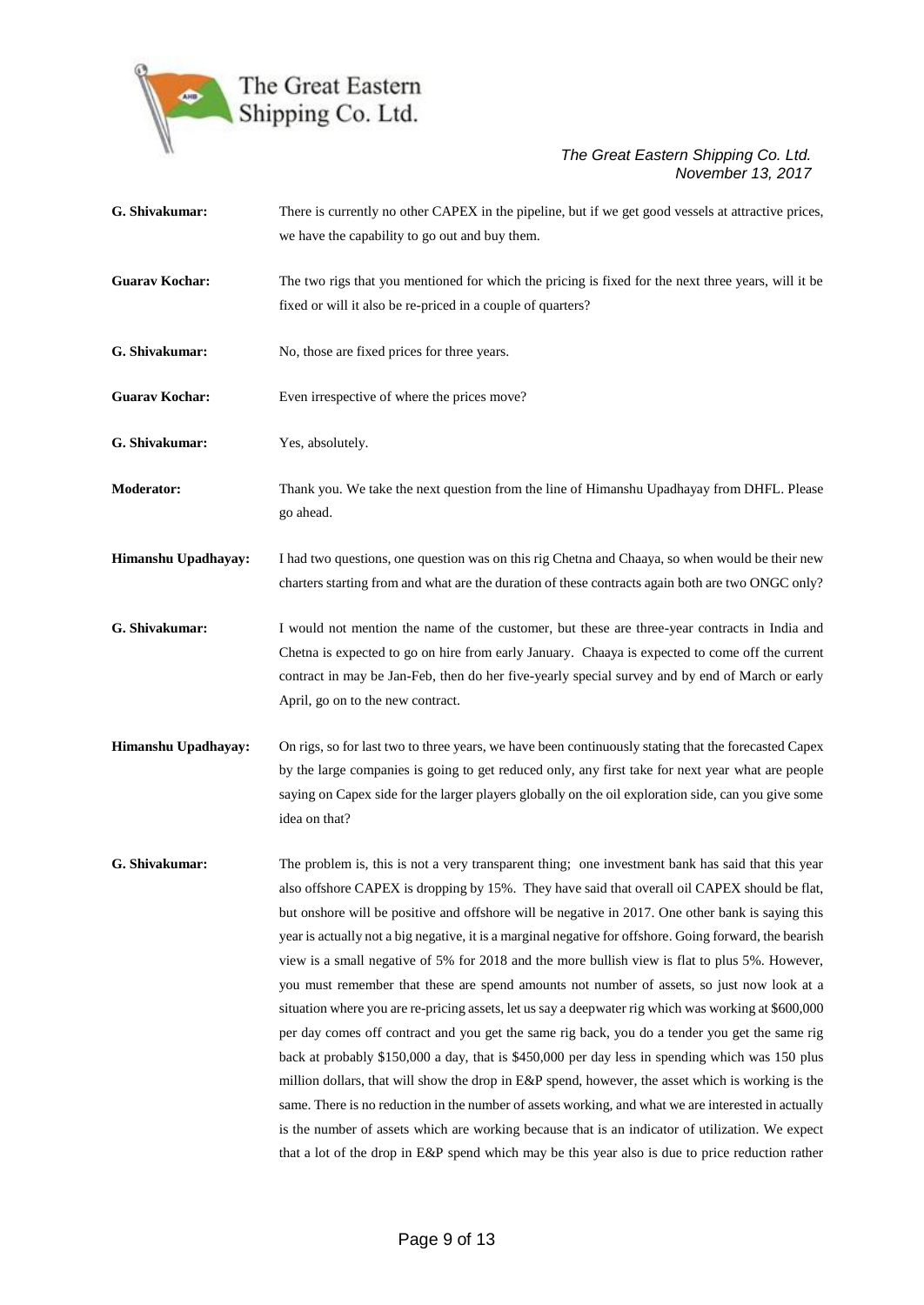**G. Shivakumar:** There is currently no other CAPEX in the pipeline, but if we get good vessels at attractive prices, we have the capability to go out and buy them.

**Guarav Kochar:** The two rigs that you mentioned for which the pricing is fixed for the next three years, will it be fixed or will it also be re-priced in a couple of quarters?

**G. Shivakumar:** No, those are fixed prices for three years.

**Guarav Kochar:** Even irrespective of where the prices move?

**G. Shivakumar:** Yes, absolutely.

**Moderator:** Thank you. We take the next question from the line of Himanshu Upadhayay from DHFL. Please go ahead.

**Himanshu Upadhayay:** I had two questions, one question was on this rig Chetna and Chaaya, so when would be their new charters starting from and what are the duration of these contracts again both are two ONGC only?

**G. Shivakumar:** I would not mention the name of the customer, but these are three-year contracts in India and Chetna is expected to go on hire from early January. Chaaya is expected to come off the current contract in may be Jan-Feb, then do her five-yearly special survey and by end of March or early April, go on to the new contract.

**Himanshu Upadhayay:** On rigs, so for last two to three years, we have been continuously stating that the forecasted Capex by the large companies is going to get reduced only, any first take for next year what are people saying on Capex side for the larger players globally on the oil exploration side, can you give some idea on that?

**G. Shivakumar:** The problem is, this is not a very transparent thing; one investment bank has said that this year also offshore CAPEX is dropping by 15%. They have said that overall oil CAPEX should be flat, but onshore will be positive and offshore will be negative in 2017. One other bank is saying this year is actually not a big negative, it is a marginal negative for offshore. Going forward, the bearish view is a small negative of 5% for 2018 and the more bullish view is flat to plus 5%. However, you must remember that these are spend amounts not number of assets, so just now look at a situation where you are re-pricing assets, let us say a deepwater rig which was working at $600,000 per day comes off contract and you get the same rig back, you do a tender you get the same rig back at probably $150,000 a day, that is $450,000 per day less in spending which was 150 plus million dollars, that will show the drop in E&P spend, however, the asset which is working is the same. There is no reduction in the number of assets working, and what we are interested in actually is the number of assets which are working because that is an indicator of utilization. We expect that a lot of the drop in E&P spend which may be this year also is due to price reduction rather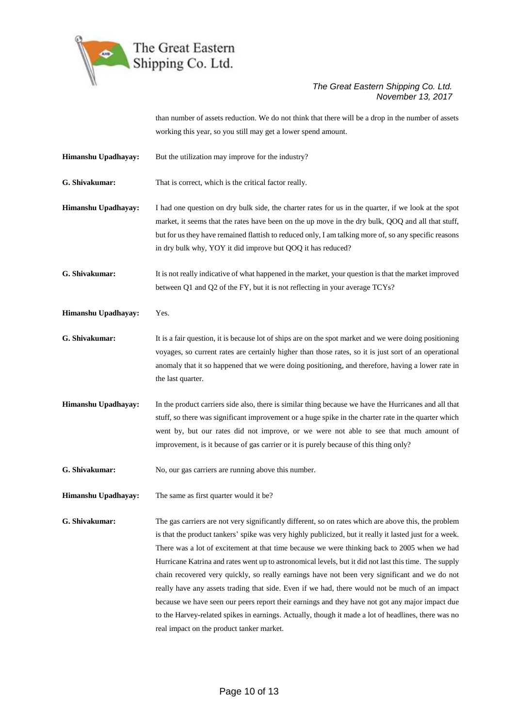than number of assets reduction. We do not think that there will be a drop in the number of assets working this year, so you still may get a lower spend amount.

**Himanshu Upadhayay:** But the utilization may improve for the industry?

**G. Shivakumar:** That is correct, which is the critical factor really.

**Himanshu Upadhayay:** I had one question on dry bulk side, the charter rates for us in the quarter, if we look at the spot market, it seems that the rates have been on the up move in the dry bulk, QOQ and all that stuff, but for us they have remained flattish to reduced only, I am talking more of, so any specific reasons in dry bulk why, YOY it did improve but QOQ it has reduced?

**G. Shivakumar:** It is not really indicative of what happened in the market, your question is that the market improved between Q1 and Q2 of the FY, but it is not reflecting in your average TCYs?

**Himanshu Upadhayay:** Yes.

**G. Shivakumar:** It is a fair question, it is because lot of ships are on the spot market and we were doing positioning voyages, so current rates are certainly higher than those rates, so it is just sort of an operational anomaly that it so happened that we were doing positioning, and therefore, having a lower rate in the last quarter.

**Himanshu Upadhayay:** In the product carriers side also, there is similar thing because we have the Hurricanes and all that stuff, so there was significant improvement or a huge spike in the charter rate in the quarter which went by, but our rates did not improve, or we were not able to see that much amount of improvement, is it because of gas carrier or it is purely because of this thing only?

**G. Shivakumar:** No, our gas carriers are running above this number.

**Himanshu Upadhayay:** The same as first quarter would it be?

**G. Shivakumar:** The gas carriers are not very significantly different, so on rates which are above this, the problem is that the product tankers' spike was very highly publicized, but it really it lasted just for a week. There was a lot of excitement at that time because we were thinking back to 2005 when we had Hurricane Katrina and rates went up to astronomical levels, but it did not last this time. The supply chain recovered very quickly, so really earnings have not been very significant and we do not really have any assets trading that side. Even if we had, there would not be much of an impact because we have seen our peers report their earnings and they have not got any major impact due to the Harvey-related spikes in earnings. Actually, though it made a lot of headlines, there was no real impact on the product tanker market.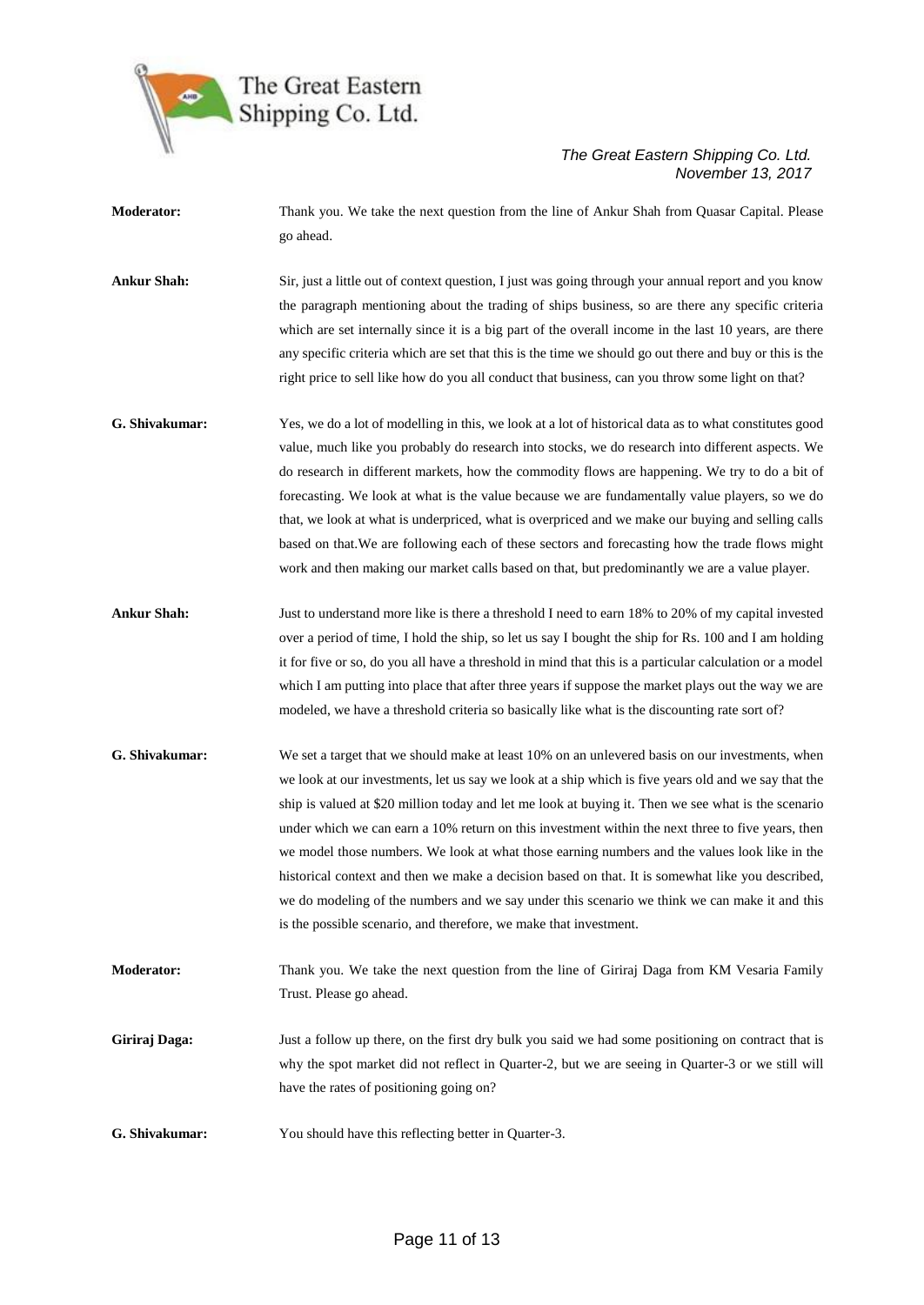**Moderator:** Thank you. We take the next question from the line of Ankur Shah from Quasar Capital. Please go ahead.

**Ankur Shah:** Sir, just a little out of context question, I just was going through your annual report and you know the paragraph mentioning about the trading of ships business, so are there any specific criteria which are set internally since it is a big part of the overall income in the last 10 years, are there any specific criteria which are set that this is the time we should go out there and buy or this is the right price to sell like how do you all conduct that business, can you throw some light on that?

**G. Shivakumar:** Yes, we do a lot of modelling in this, we look at a lot of historical data as to what constitutes good value, much like you probably do research into stocks, we do research into different aspects. We do research in different markets, how the commodity flows are happening. We try to do a bit of forecasting. We look at what is the value because we are fundamentally value players, so we do that, we look at what is underpriced, what is overpriced and we make our buying and selling calls based on that.We are following each of these sectors and forecasting how the trade flows might work and then making our market calls based on that, but predominantly we are a value player.

**Ankur Shah:** Just to understand more like is there a threshold I need to earn 18% to 20% of my capital invested over a period of time, I hold the ship, so let us say I bought the ship for Rs. 100 and I am holding it for five or so, do you all have a threshold in mind that this is a particular calculation or a model which I am putting into place that after three years if suppose the market plays out the way we are modeled, we have a threshold criteria so basically like what is the discounting rate sort of?

**G. Shivakumar:** We set a target that we should make at least 10% on an unlevered basis on our investments, when we look at our investments, let us say we look at a ship which is five years old and we say that the ship is valued at $20 million today and let me look at buying it. Then we see what is the scenario under which we can earn a 10% return on this investment within the next three to five years, then we model those numbers. We look at what those earning numbers and the values look like in the historical context and then we make a decision based on that. It is somewhat like you described, we do modeling of the numbers and we say under this scenario we think we can make it and this is the possible scenario, and therefore, we make that investment.

**Moderator:** Thank you. We take the next question from the line of Giriraj Daga from KM Vesaria Family Trust. Please go ahead.

**Giriraj Daga:** Just a follow up there, on the first dry bulk you said we had some positioning on contract that is why the spot market did not reflect in Quarter-2, but we are seeing in Quarter-3 or we still will have the rates of positioning going on?

**G. Shivakumar:** You should have this reflecting better in Quarter-3.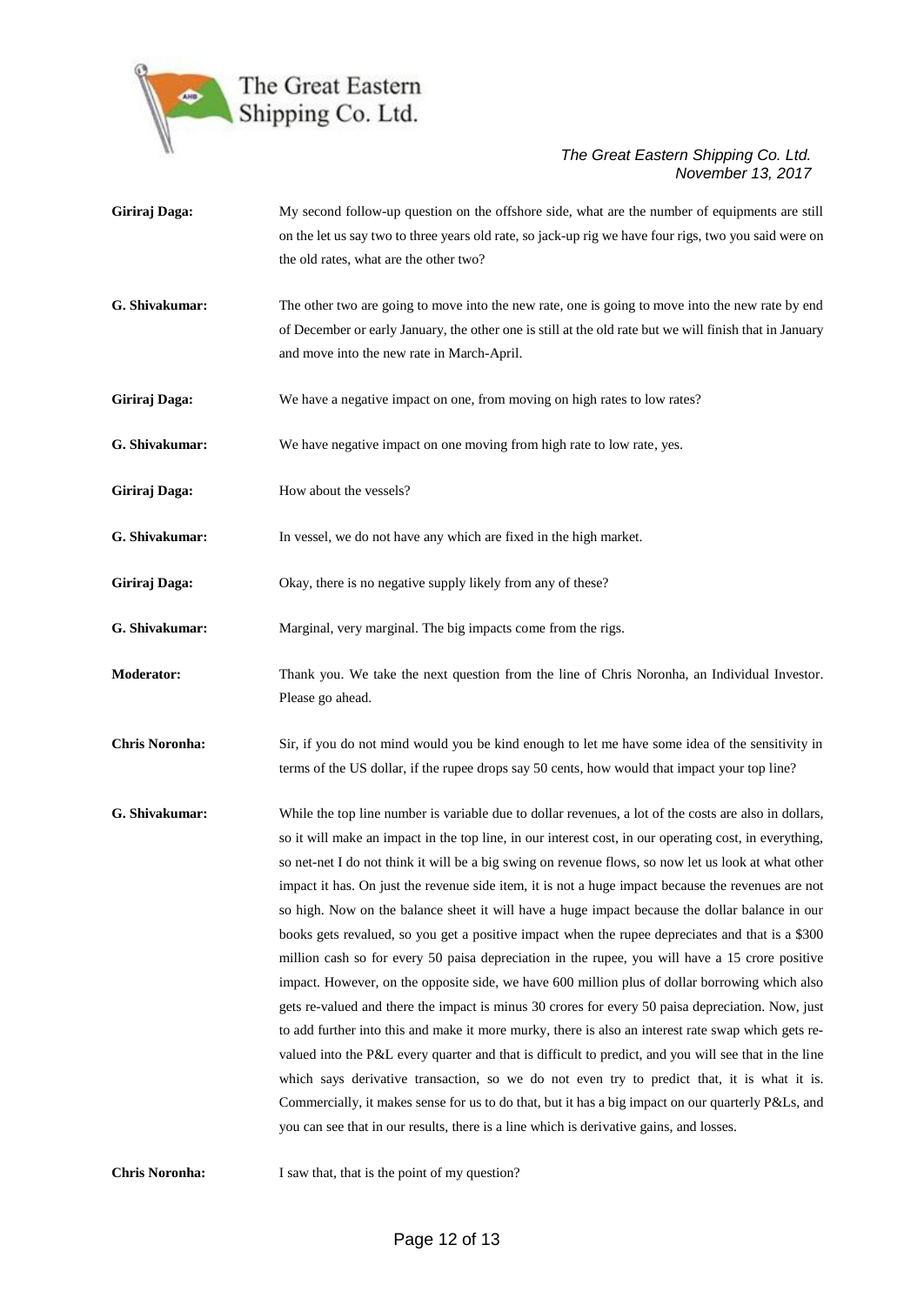**Giriraj Daga:** My second follow-up question on the offshore side, what are the number of equipments are still on the let us say two to three years old rate, so jack-up rig we have four rigs, two you said were on the old rates, what are the other two?

**G. Shivakumar:** The other two are going to move into the new rate, one is going to move into the new rate by end of December or early January, the other one is still at the old rate but we will finish that in January and move into the new rate in March-April.

**Giriraj Daga:** We have a negative impact on one, from moving on high rates to low rates?

**G. Shivakumar:** We have negative impact on one moving from high rate to low rate, yes.

**Giriraj Daga:** How about the vessels?

**G. Shivakumar:** In vessel, we do not have any which are fixed in the high market.

**Giriraj Daga:** Okay, there is no negative supply likely from any of these?

**G. Shivakumar:** Marginal, very marginal. The big impacts come from the rigs.

**Moderator:** Thank you. We take the next question from the line of Chris Noronha, an Individual Investor. Please go ahead.

**Chris Noronha:** Sir, if you do not mind would you be kind enough to let me have some idea of the sensitivity in terms of the US dollar, if the rupee drops say 50 cents, how would that impact your top line?

**G. Shivakumar:** While the top line number is variable due to dollar revenues, a lot of the costs are also in dollars, so it will make an impact in the top line, in our interest cost, in our operating cost, in everything, so net-net I do not think it will be a big swing on revenue flows, so now let us look at what other impact it has. On just the revenue side item, it is not a huge impact because the revenues are not so high. Now on the balance sheet it will have a huge impact because the dollar balance in our books gets revalued, so you get a positive impact when the rupee depreciates and that is a $300 million cash so for every 50 paisa depreciation in the rupee, you will have a 15 crore positive impact. However, on the opposite side, we have 600 million plus of dollar borrowing which also gets re-valued and there the impact is minus 30 crores for every 50 paisa depreciation. Now, just to add further into this and make it more murky, there is also an interest rate swap which gets re-valued into the P&L every quarter and that is difficult to predict, and you will see that in the line which says derivative transaction, so we do not even try to predict that, it is what it is. Commercially, it makes sense for us to do that, but it has a big impact on our quarterly P&Ls, and you can see that in our results, there is a line which is derivative gains, and losses.

**Chris Noronha:** I saw that, that is the point of my question?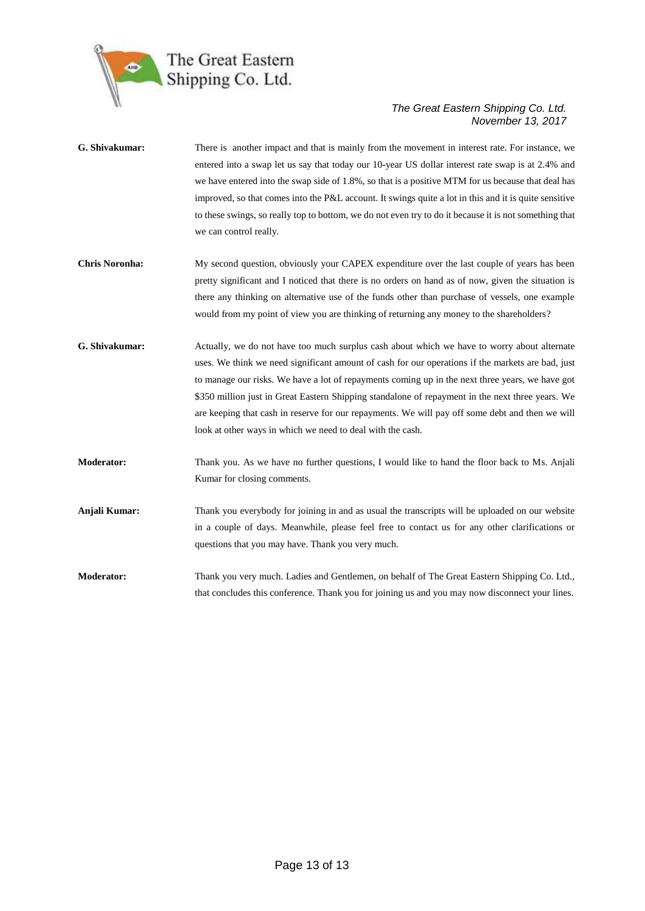**G. Shivakumar:** There is another impact and that is mainly from the movement in interest rate. For instance, we entered into a swap let us say that today our 10-year US dollar interest rate swap is at 2.4% and we have entered into the swap side of 1.8%, so that is a positive MTM for us because that deal has improved, so that comes into the P&L account. It swings quite a lot in this and it is quite sensitive to these swings, so really top to bottom, we do not even try to do it because it is not something that we can control really.

**Chris Noronha:** My second question, obviously your CAPEX expenditure over the last couple of years has been pretty significant and I noticed that there is no orders on hand as of now, given the situation is there any thinking on alternative use of the funds other than purchase of vessels, one example would from my point of view you are thinking of returning any money to the shareholders?

**G. Shivakumar:** Actually, we do not have too much surplus cash about which we have to worry about alternate uses. We think we need significant amount of cash for our operations if the markets are bad, just to manage our risks. We have a lot of repayments coming up in the next three years, we have got $350 million just in Great Eastern Shipping standalone of repayment in the next three years. We are keeping that cash in reserve for our repayments. We will pay off some debt and then we will look at other ways in which we need to deal with the cash.

**Moderator:** Thank you. As we have no further questions, I would like to hand the floor back to Ms. Anjali Kumar for closing comments.

**Anjali Kumar:** Thank you everybody for joining in and as usual the transcripts will be uploaded on our website in a couple of days. Meanwhile, please feel free to contact us for any other clarifications or questions that you may have. Thank you very much.

**Moderator:** Thank you very much. Ladies and Gentlemen, on behalf of The Great Eastern Shipping Co. Ltd., that concludes this conference. Thank you for joining us and you may now disconnect your lines.